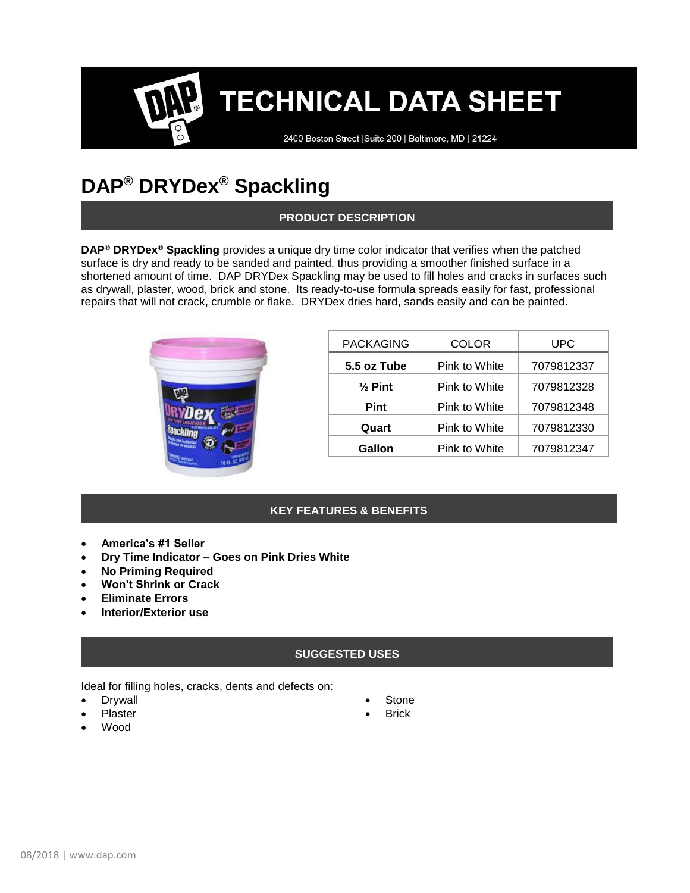# TECHNICAL DATA SHEET

2400 Boston Street |Suite 200 | Baltimore, MD | 21224

# DAP® DRYDex® Spackling

## PRODUCT DESCRIPTION

**DAP® DRYDex® Spackling** provides a unique dry time color indicator that verifies when the patched surface is dry and ready to be sanded and painted, thus providing a smoother finished surface in a shortened amount of time. DAP DRYDex Spackling may be used to fill holes and cracks in surfaces such as drywall, plaster, wood, brick and stone. Its ready-to-use formula spreads easily for fast, professional repairs that will not crack, crumble or flake. DRYDex dries hard, sands easily and can be painted.

| PACKAGING | COLOR | UPC |
|---|---|---|
| **5.5 oz Tube** | Pink to White | 7079812337 |
| **½ Pint** | Pink to White | 7079812328 |
| **Pint** | Pink to White | 7079812348 |
| **Quart** | Pink to White | 7079812330 |
| **Gallon** | Pink to White | 7079812347 |

## KEY FEATURES & BENEFITS

- **America's #1 Seller**
- **Dry Time Indicator – Goes on Pink Dries White**
- **No Priming Required**
- **Won't Shrink or Crack**
- **Eliminate Errors**
- **Interior/Exterior use**

## SUGGESTED USES

Ideal for filling holes, cracks, dents and defects on:

- Drywall
- Plaster
- Wood
- Stone
- Brick

08/2018 | www.dap.com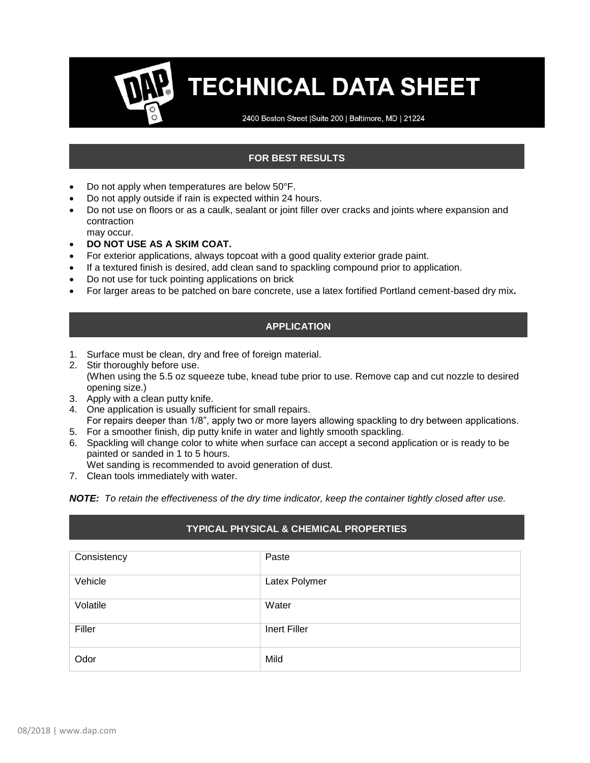# TECHNICAL DATA SHEET

2400 Boston Street |Suite 200 | Baltimore, MD | 21224

## FOR BEST RESULTS

- Do not apply when temperatures are below 50°F.
- Do not apply outside if rain is expected within 24 hours.
- Do not use on floors or as a caulk, sealant or joint filler over cracks and joints where expansion and contraction may occur.
- **DO NOT USE AS A SKIM COAT.**
- For exterior applications, always topcoat with a good quality exterior grade paint.
- If a textured finish is desired, add clean sand to spackling compound prior to application.
- Do not use for tuck pointing applications on brick
- For larger areas to be patched on bare concrete, use a latex fortified Portland cement-based dry mix**.**

## APPLICATION

1. Surface must be clean, dry and free of foreign material.
2. Stir thoroughly before use.
   (When using the 5.5 oz squeeze tube, knead tube prior to use. Remove cap and cut nozzle to desired opening size.)
3. Apply with a clean putty knife.
4. One application is usually sufficient for small repairs.
   For repairs deeper than 1/8", apply two or more layers allowing spackling to dry between applications.
5. For a smoother finish, dip putty knife in water and lightly smooth spackling.
6. Spackling will change color to white when surface can accept a second application or is ready to be painted or sanded in 1 to 5 hours.
   Wet sanding is recommended to avoid generation of dust.
7. Clean tools immediately with water.

***NOTE:*** *To retain the effectiveness of the dry time indicator, keep the container tightly closed after use.*

## TYPICAL PHYSICAL & CHEMICAL PROPERTIES

| | |
|---|---|
| Consistency | Paste |
| Vehicle | Latex Polymer |
| Volatile | Water |
| Filler | Inert Filler |
| Odor | Mild |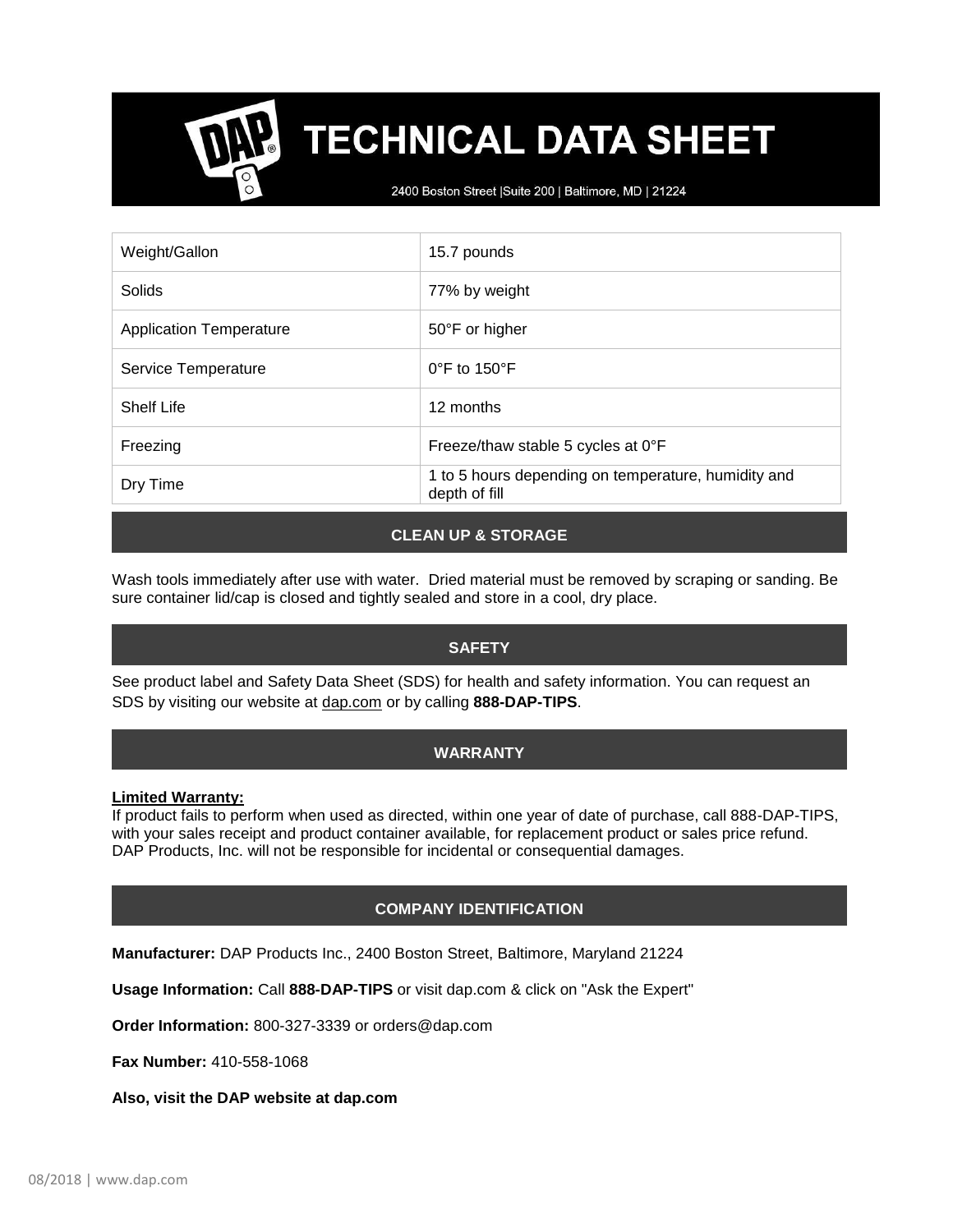# TECHNICAL DATA SHEET

2400 Boston Street |Suite 200 | Baltimore, MD | 21224

| | |
|---|---|
| Weight/Gallon | 15.7 pounds |
| Solids | 77% by weight |
| Application Temperature | 50°F or higher |
| Service Temperature | 0°F to 150°F |
| Shelf Life | 12 months |
| Freezing | Freeze/thaw stable 5 cycles at 0°F |
| Dry Time | 1 to 5 hours depending on temperature, humidity and depth of fill |

## CLEAN UP & STORAGE

Wash tools immediately after use with water. Dried material must be removed by scraping or sanding. Be sure container lid/cap is closed and tightly sealed and store in a cool, dry place.

## SAFETY

See product label and Safety Data Sheet (SDS) for health and safety information. You can request an SDS by visiting our website at dap.com or by calling **888-DAP-TIPS**.

## WARRANTY

**Limited Warranty:**
If product fails to perform when used as directed, within one year of date of purchase, call 888-DAP-TIPS, with your sales receipt and product container available, for replacement product or sales price refund. DAP Products, Inc. will not be responsible for incidental or consequential damages.

## COMPANY IDENTIFICATION

**Manufacturer:** DAP Products Inc., 2400 Boston Street, Baltimore, Maryland 21224

**Usage Information:** Call **888-DAP-TIPS** or visit dap.com & click on "Ask the Expert"

**Order Information:** 800-327-3339 or orders@dap.com

**Fax Number:** 410-558-1068

**Also, visit the DAP website at dap.com**